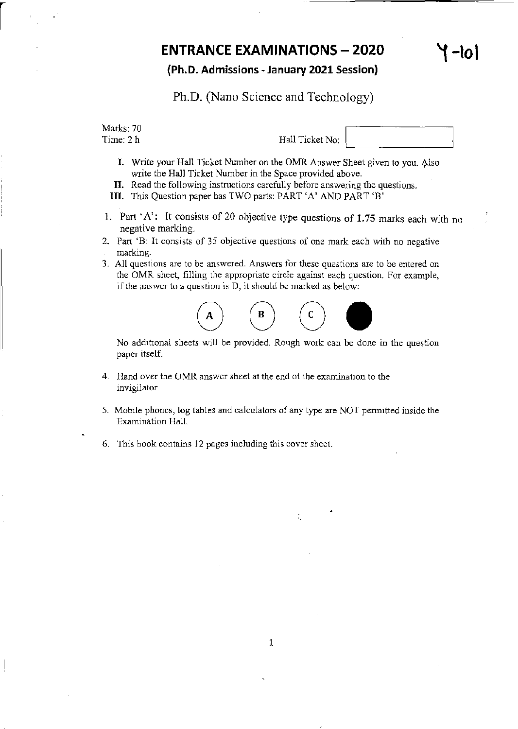# ENTRANCE EXAMINATIONS – 2020

Y-101

## (Ph.D. Admissions - January 2021 Session)

## Ph.D. (Nano Science and Technology)

Marks: 70
Time: 2 h

Hall Ticket No:

I. Write your Hall Ticket Number on the OMR Answer Sheet given to you. Also write the Hall Ticket Number in the Space provided above.

II. Read the following instructions carefully before answering the questions.

III. This Question paper has TWO parts: PART 'A' AND PART 'B'

1. Part 'A': It consists of 20 objective type questions of **1.75** marks each with no negative marking.
2. Part 'B: It consists of 35 objective questions of one mark each with no negative marking.
3. All questions are to be answered. Answers for these questions are to be entered on the OMR sheet, filling the appropriate circle against each question. For example, if the answer to a question is D, it should be marked as below:

   (A) (B) (C) ●

   No additional sheets will be provided. Rough work can be done in the question paper itself.

4. Hand over the OMR answer sheet at the end of the examination to the invigilator.
5. Mobile phones, log tables and calculators of any type are NOT permitted inside the Examination Hall.
6. This book contains 12 pages including this cover sheet.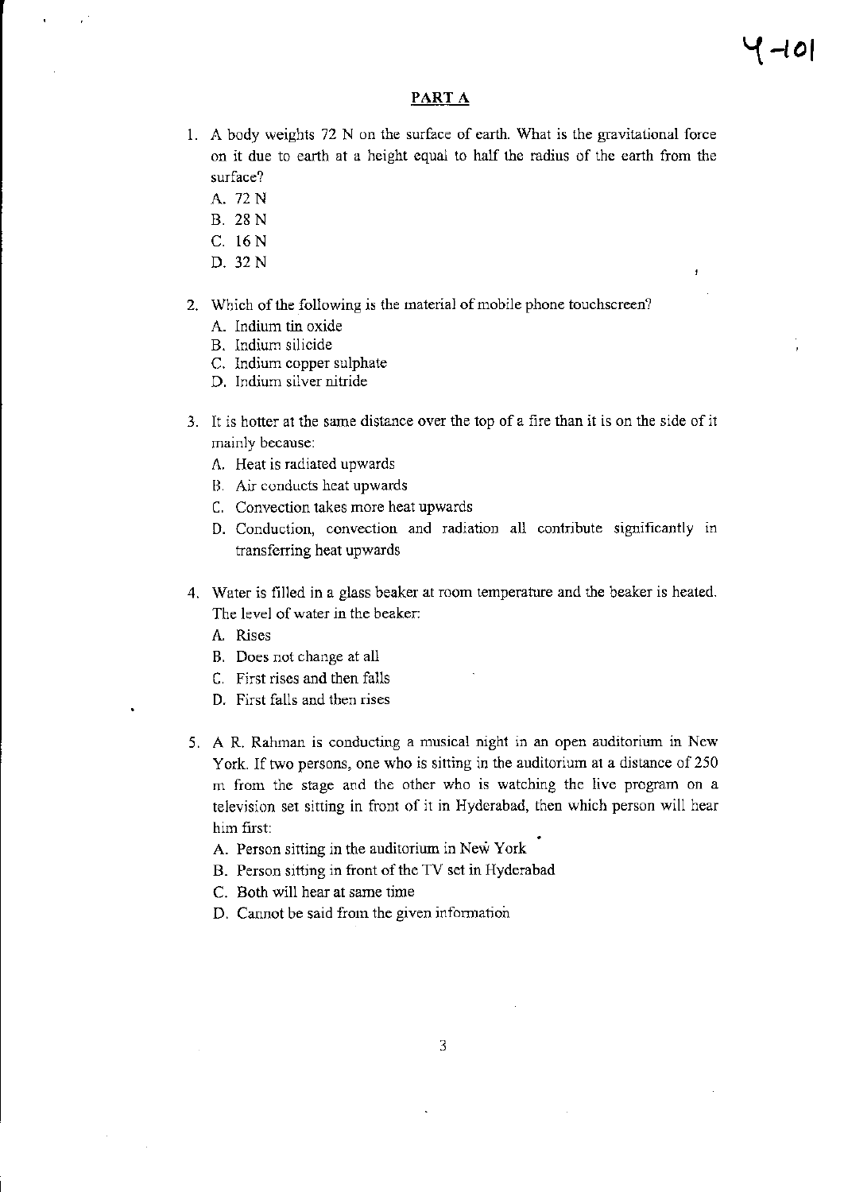## PART A

1. A body weights 72 N on the surface of earth. What is the gravitational force on it due to earth at a height equal to half the radius of the earth from the surface?
   A. 72 N
   B. 28 N
   C. 16 N
   D. 32 N

2. Which of the following is the material of mobile phone touchscreen?
   A. Indium tin oxide
   B. Indium silicide
   C. Indium copper sulphate
   D. Indium silver nitride

3. It is hotter at the same distance over the top of a fire than it is on the side of it mainly because:
   A. Heat is radiated upwards
   B. Air conducts heat upwards
   C. Convection takes more heat upwards
   D. Conduction, convection and radiation all contribute significantly in transferring heat upwards

4. Water is filled in a glass beaker at room temperature and the beaker is heated. The level of water in the beaker:
   A. Rises
   B. Does not change at all
   C. First rises and then falls
   D. First falls and then rises

5. A R. Rahman is conducting a musical night in an open auditorium in New York. If two persons, one who is sitting in the auditorium at a distance of 250 m from the stage and the other who is watching the live program on a television set sitting in front of it in Hyderabad, then which person will hear him first:
   A. Person sitting in the auditorium in New York
   B. Person sitting in front of the TV set in Hyderabad
   C. Both will hear at same time
   D. Cannot be said from the given information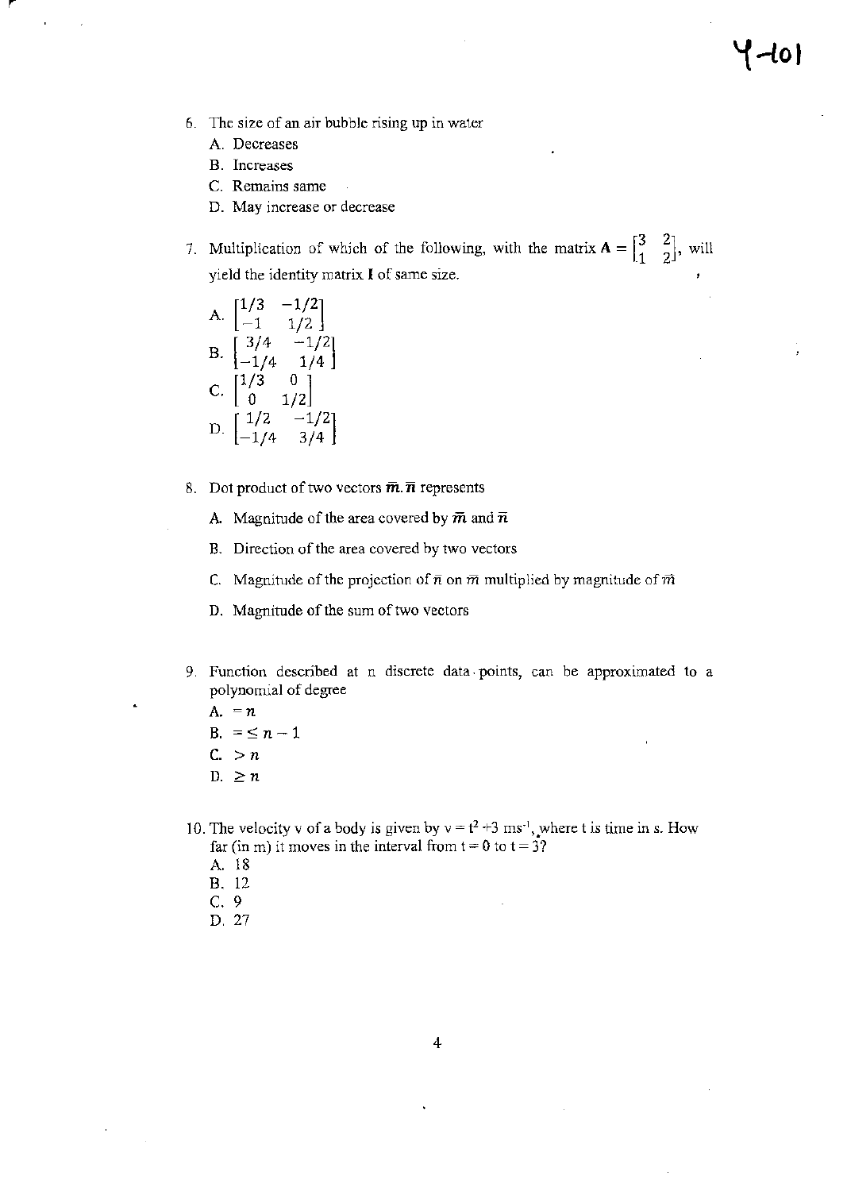6. The size of an air bubble rising up in water
   A. Decreases
   B. Increases
   C. Remains same
   D. May increase or decrease

7. Multiplication of which of the following, with the matrix $\mathbf{A} = \begin{bmatrix} 3 & 2 \\ 1 & 2 \end{bmatrix}$, will yield the identity matrix $\mathbf{I}$ of same size.
   A. $\begin{bmatrix} 1/3 & -1/2 \\ -1 & 1/2 \end{bmatrix}$
   B. $\begin{bmatrix} 3/4 & -1/2 \\ -1/4 & 1/4 \end{bmatrix}$
   C. $\begin{bmatrix} 1/3 & 0 \\ 0 & 1/2 \end{bmatrix}$
   D. $\begin{bmatrix} 1/2 & -1/2 \\ -1/4 & 3/4 \end{bmatrix}$

8. Dot product of two vectors $\overline{m}.\overline{n}$ represents
   A. Magnitude of the area covered by $\overline{m}$ and $\overline{n}$
   B. Direction of the area covered by two vectors
   C. Magnitude of the projection of $\overline{n}$ on $\overline{m}$ multiplied by magnitude of $\overline{m}$
   D. Magnitude of the sum of two vectors

9. Function described at n discrete data points, can be approximated to a polynomial of degree
   A. $= n$
   B. $= \leq n - 1$
   C. $> n$
   D. $\geq n$

10. The velocity v of a body is given by $v = t^2 + 3\ ms^{-1}$, where t is time in s. How far (in m) it moves in the interval from t = 0 to t = 3?
    A. 18
    B. 12
    C. 9
    D. 27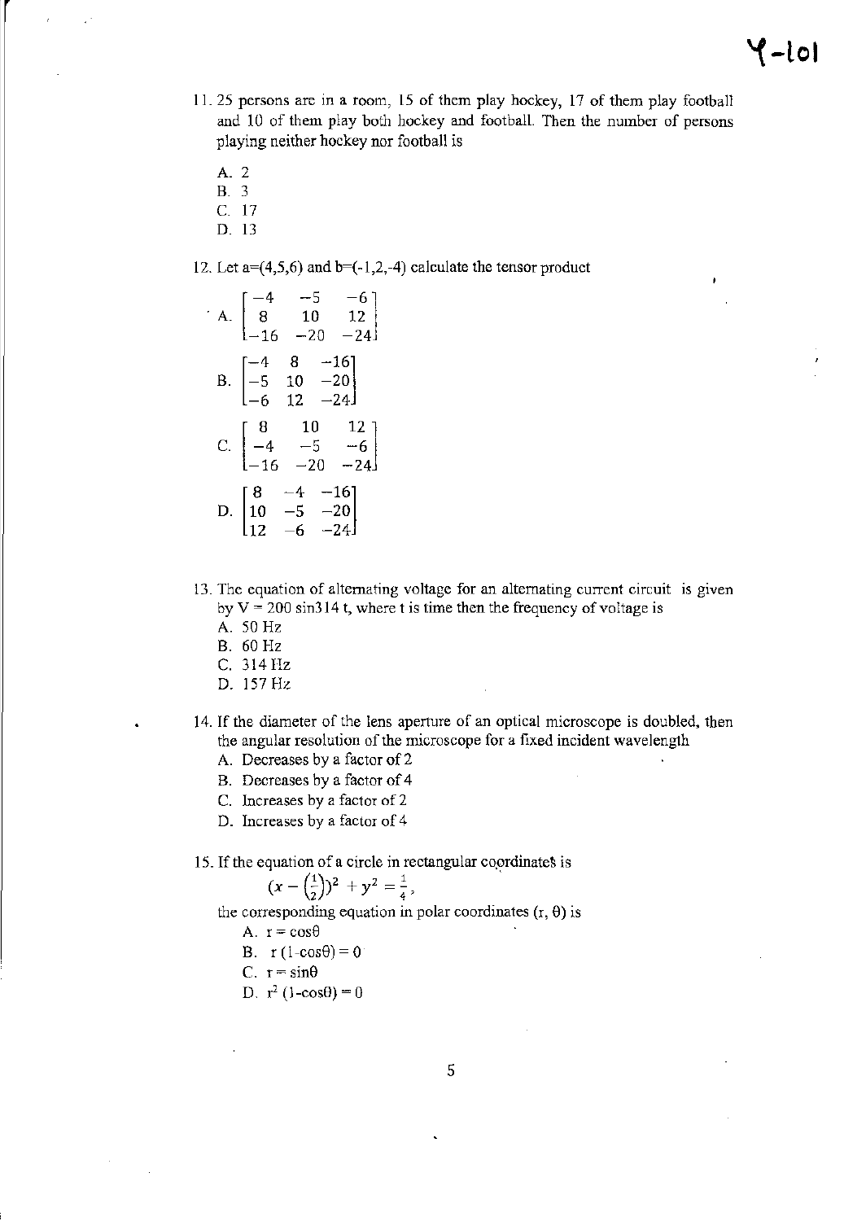11. 25 persons are in a room, 15 of them play hockey, 17 of them play football and 10 of them play both hockey and football. Then the number of persons playing neither hockey nor football is

   A. 2
   B. 3
   C. 17
   D. 13

12. Let a=(4,5,6) and b=(-1,2,-4) calculate the tensor product

   A. $\begin{bmatrix} -4 & -5 & -6 \\ 8 & 10 & 12 \\ -16 & -20 & -24 \end{bmatrix}$

   B. $\begin{bmatrix} -4 & 8 & -16 \\ -5 & 10 & -20 \\ -6 & 12 & -24 \end{bmatrix}$

   C. $\begin{bmatrix} 8 & 10 & 12 \\ -4 & -5 & -6 \\ -16 & -20 & -24 \end{bmatrix}$

   D. $\begin{bmatrix} 8 & -4 & -16 \\ 10 & -5 & -20 \\ 12 & -6 & -24 \end{bmatrix}$

13. The equation of alternating voltage for an alternating current circuit is given by V = 200 sin314 t, where t is time then the frequency of voltage is

   A. 50 Hz
   B. 60 Hz
   C. 314 Hz
   D. 157 Hz

14. If the diameter of the lens aperture of an optical microscope is doubled, then the angular resolution of the microscope for a fixed incident wavelength

   A. Decreases by a factor of 2
   B. Decreases by a factor of 4
   C. Increases by a factor of 2
   D. Increases by a factor of 4

15. If the equation of a circle in rectangular coordinates is

   $$(x - \left(\tfrac{1}{2}\right))^2 + y^2 = \tfrac{1}{4},$$

   the corresponding equation in polar coordinates (r, θ) is

   A. $r = \cos\theta$
   B. $r\,(1-\cos\theta) = 0$
   C. $r = \sin\theta$
   D. $r^2\,(1-\cos\theta) = 0$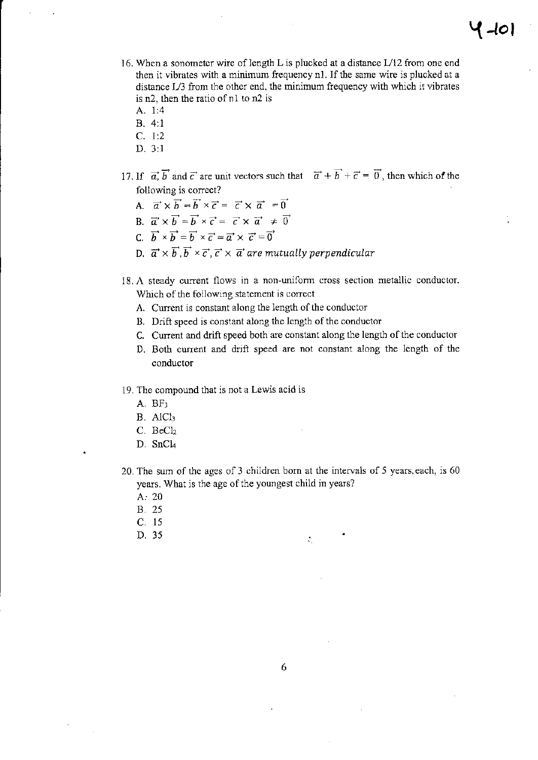16. When a sonometer wire of length L is plucked at a distance L/12 from one end then it vibrates with a minimum frequency n1. If the same wire is plucked at a distance L/3 from the other end, the minimum frequency with which it vibrates is n2, then the ratio of n1 to n2 is
    A. 1:4
    B. 4:1
    C. 1:2
    D. 3:1

17. If $\vec{a}, \vec{b}$ and $\vec{c}$ are unit vectors such that $\vec{a} + \vec{b} + \vec{c} = \vec{0}$, then which of the following is correct?
    A. $\vec{a} \times \vec{b} = \vec{b} \times \vec{c} = \vec{c} \times \vec{a} = \vec{0}$
    B. $\vec{a} \times \vec{b} = \vec{b} \times \vec{c} = \vec{c} \times \vec{a} \neq \vec{0}$
    C. $\vec{b} \times \vec{b} = \vec{b} \times \vec{c} = \vec{a} \times \vec{c} = \vec{0}$
    D. $\vec{a} \times \vec{b}, \vec{b} \times \vec{c}, \vec{c} \times \vec{a}$ *are mutually perpendicular*

18. A steady current flows in a non-uniform cross section metallic conductor. Which of the following statement is correct
    A. Current is constant along the length of the conductor
    B. Drift speed is constant along the length of the conductor
    C. Current and drift speed both are constant along the length of the conductor
    D. Both current and drift speed are not constant along the length of the conductor

19. The compound that is not a Lewis acid is
    A. $BF_3$
    B. $AlCl_3$
    C. $BeCl_2$
    D. $SnCl_4$

20. The sum of the ages of 3 children born at the intervals of 5 years each, is 60 years. What is the age of the youngest child in years?
    A. 20
    B. 25
    C. 15
    D. 35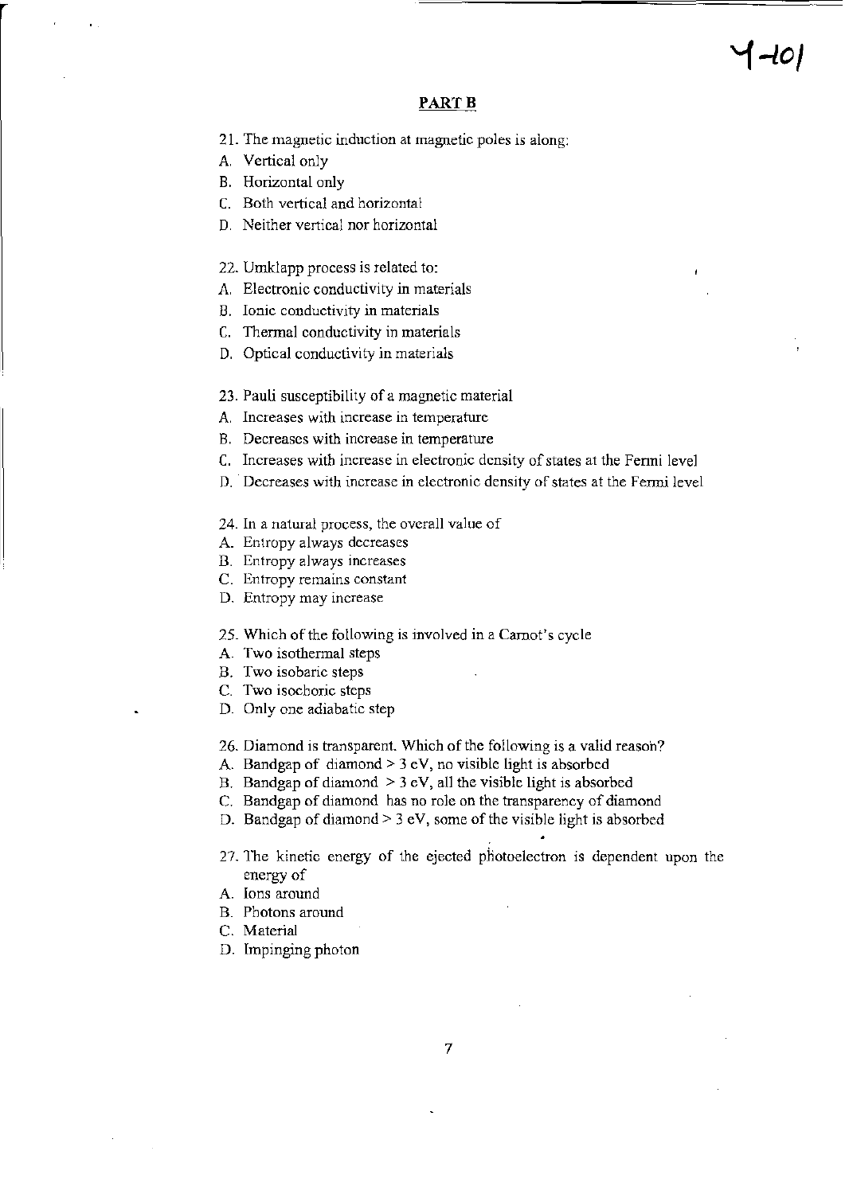Y-101

## PART B

21. The magnetic induction at magnetic poles is along:

A. Vertical only
B. Horizontal only
C. Both vertical and horizontal
D. Neither vertical nor horizontal

22. Umklapp process is related to:

A. Electronic conductivity in materials
B. Ionic conductivity in materials
C. Thermal conductivity in materials
D. Optical conductivity in materials

23. Pauli susceptibility of a magnetic material

A. Increases with increase in temperature
B. Decreases with increase in temperature
C. Increases with increase in electronic density of states at the Fermi level
D. Decreases with increase in electronic density of states at the Fermi level

24. In a natural process, the overall value of

A. Entropy always decreases
B. Entropy always increases
C. Entropy remains constant
D. Entropy may increase

25. Which of the following is involved in a Carnot's cycle

A. Two isothermal steps
B. Two isobaric steps
C. Two isochoric steps
D. Only one adiabatic step

26. Diamond is transparent. Which of the following is a valid reason?

A. Bandgap of diamond > 3 eV, no visible light is absorbed
B. Bandgap of diamond > 3 eV, all the visible light is absorbed
C. Bandgap of diamond has no role on the transparency of diamond
D. Bandgap of diamond > 3 eV, some of the visible light is absorbed

27. The kinetic energy of the ejected photoelectron is dependent upon the energy of

A. Ions around
B. Photons around
C. Material
D. Impinging photon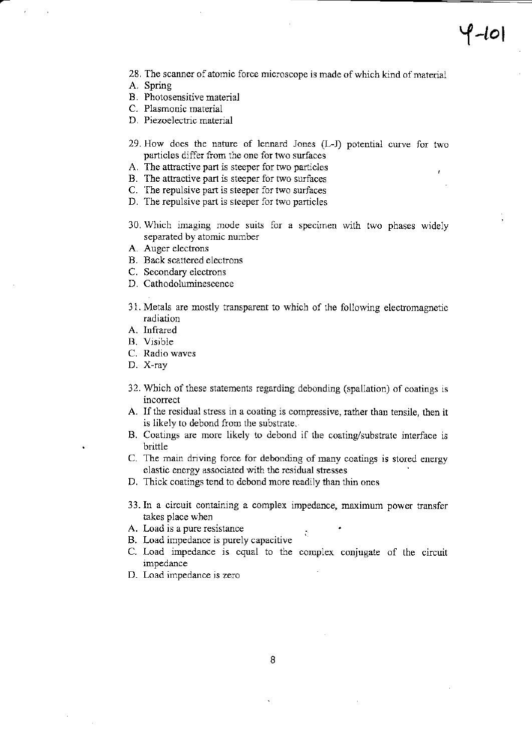28. The scanner of atomic force microscope is made of which kind of material
A. Spring
B. Photosensitive material
C. Plasmonic material
D. Piezoelectric material

29. How does the nature of lennard Jones (L-J) potential curve for two particles differ from the one for two surfaces
A. The attractive part is steeper for two particles
B. The attractive part is steeper for two surfaces
C. The repulsive part is steeper for two surfaces
D. The repulsive part is steeper for two particles

30. Which imaging mode suits for a specimen with two phases widely separated by atomic number
A. Auger electrons
B. Back scattered electrons
C. Secondary electrons
D. Cathodoluminescence

31. Metals are mostly transparent to which of the following electromagnetic radiation
A. Infrared
B. Visible
C. Radio waves
D. X-ray

32. Which of these statements regarding debonding (spallation) of coatings is incorrect
A. If the residual stress in a coating is compressive, rather than tensile, then it is likely to debond from the substrate.
B. Coatings are more likely to debond if the coating/substrate interface is brittle
C. The main driving force for debonding of many coatings is stored energy elastic energy associated with the residual stresses
D. Thick coatings tend to debond more readily than thin ones

33. In a circuit containing a complex impedance, maximum power transfer takes place when
A. Load is a pure resistance
B. Load impedance is purely capacitive
C. Load impedance is equal to the complex conjugate of the circuit impedance
D. Load impedance is zero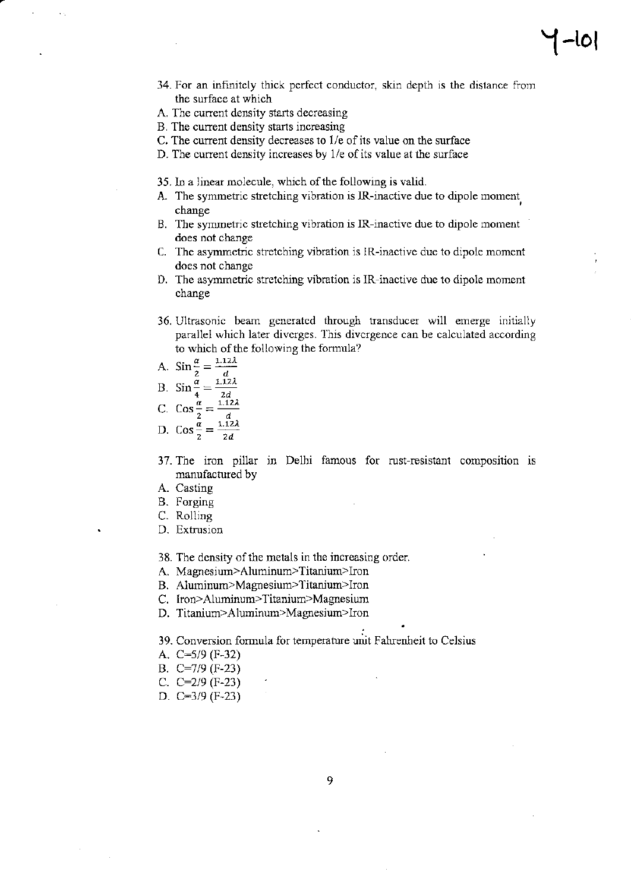34. For an infinitely thick perfect conductor, skin depth is the distance from the surface at which

A. The current density starts decreasing
B. The current density starts increasing
C. The current density decreases to 1/e of its value on the surface
D. The current density increases by 1/e of its value at the surface

35. In a linear molecule, which of the following is valid.

A. The symmetric stretching vibration is IR-inactive due to dipole moment change
B. The symmetric stretching vibration is IR-inactive due to dipole moment does not change
C. The asymmetric stretching vibration is IR-inactive due to dipole moment does not change
D. The asymmetric stretching vibration is IR-inactive due to dipole moment change

36. Ultrasonic beam generated through transducer will emerge initially parallel which later diverges. This divergence can be calculated according to which of the following the formula?

A. $\text{Sin}\frac{\alpha}{2} = \frac{1.12\lambda}{d}$
B. $\text{Sin}\frac{\alpha}{4} = \frac{1.12\lambda}{2d}$
C. $\text{Cos}\frac{\alpha}{2} = \frac{1.12\lambda}{d}$
D. $\text{Cos}\frac{\alpha}{2} = \frac{1.12\lambda}{2d}$

37. The iron pillar in Delhi famous for rust-resistant composition is manufactured by

A. Casting
B. Forging
C. Rolling
D. Extrusion

38. The density of the metals in the increasing order.

A. Magnesium>Aluminum>Titanium>Iron
B. Aluminum>Magnesium>Titanium>Iron
C. Iron>Aluminum>Titanium>Magnesium
D. Titanium>Aluminum>Magnesium>Iron

39. Conversion formula for temperature unit Fahrenheit to Celsius

A. C=5/9 (F-32)
B. C=7/9 (F-23)
C. C=2/9 (F-23)
D. C=3/9 (F-23)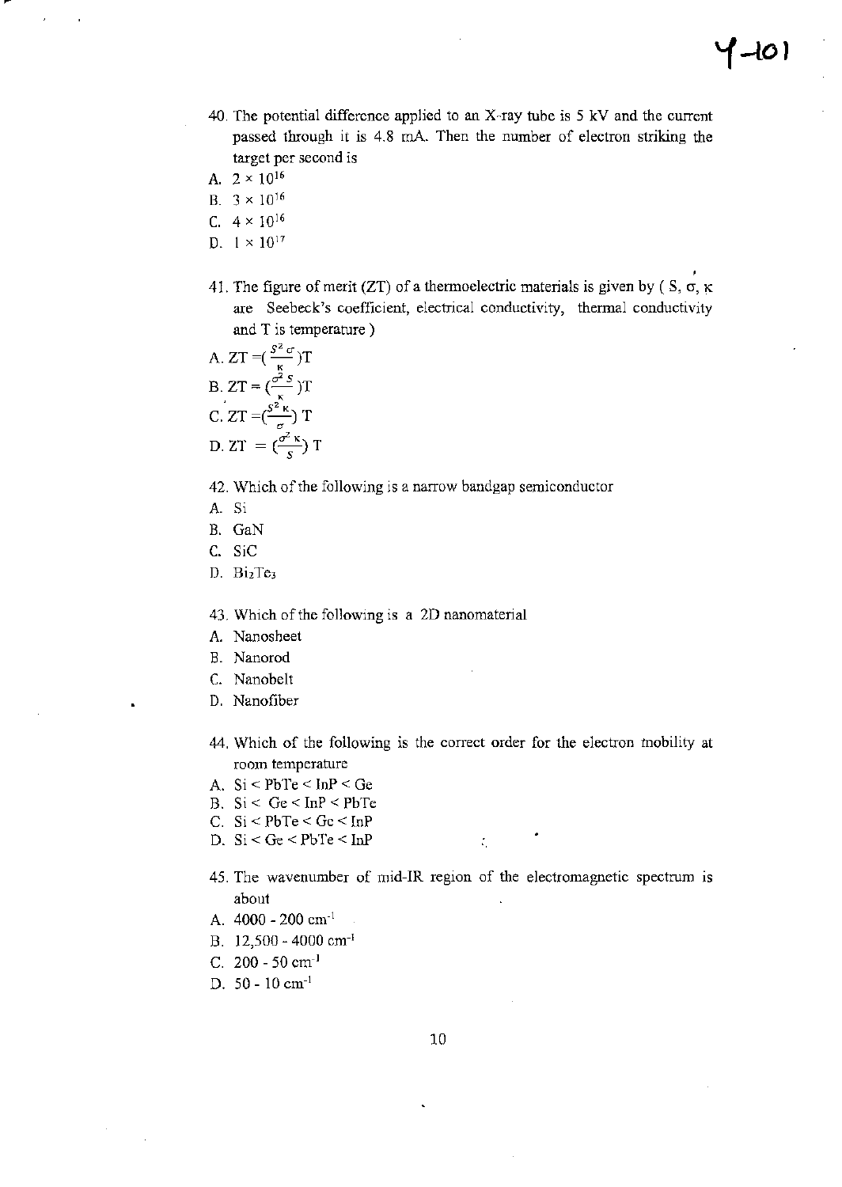40. The potential difference applied to an X-ray tube is 5 kV and the current passed through it is 4.8 mA. Then the number of electron striking the target per second is

A. $2 \times 10^{16}$
B. $3 \times 10^{16}$
C. $4 \times 10^{16}$
D. $1 \times 10^{17}$

41. The figure of merit (ZT) of a thermoelectric materials is given by ( S, σ, κ are Seebeck's coefficient, electrical conductivity, thermal conductivity and T is temperature )

A. $ZT = (\frac{S^2 \sigma}{\kappa})T$
B. $ZT = (\frac{\sigma^2 S}{\kappa})T$
C. $ZT = (\frac{S^2 \kappa}{\sigma})T$
D. $ZT = (\frac{\sigma^2 \kappa}{S})T$

42. Which of the following is a narrow bandgap semiconductor

A. Si
B. GaN
C. SiC
D. $Bi_2Te_3$

43. Which of the following is a 2D nanomaterial

A. Nanosheet
B. Nanorod
C. Nanobelt
D. Nanofiber

44. Which of the following is the correct order for the electron mobility at room temperature

A. Si < PbTe < InP < Ge
B. Si < Ge < InP < PbTe
C. Si < PbTe < Ge < InP
D. Si < Ge < PbTe < InP

45. The wavenumber of mid-IR region of the electromagnetic spectrum is about

A. 4000 - 200 $cm^{-1}$
B. 12,500 - 4000 $cm^{-1}$
C. 200 - 50 $cm^{-1}$
D. 50 - 10 $cm^{-1}$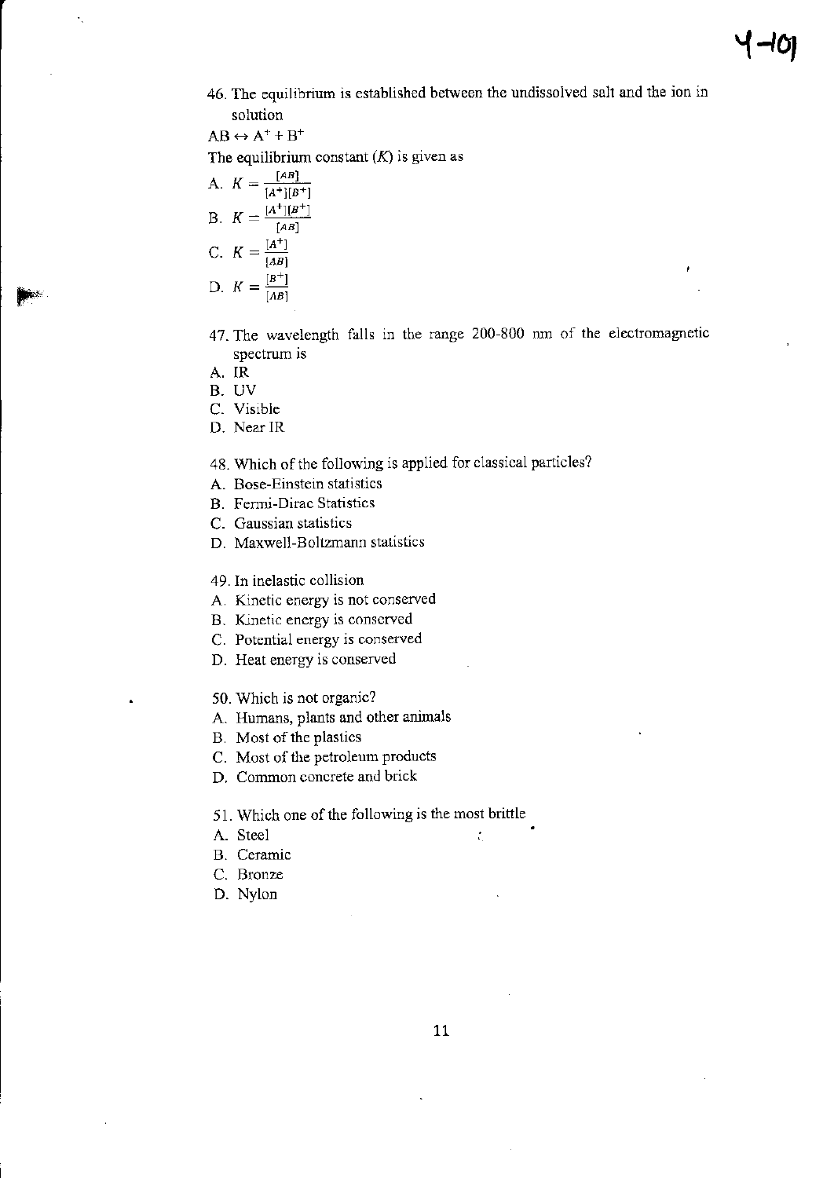46. The equilibrium is established between the undissolved salt and the ion in solution

$AB \leftrightarrow A^+ + B^+$

The equilibrium constant ($K$) is given as

A. $K = \frac{[AB]}{[A^+][B^+]}$

B. $K = \frac{[A^+][B^+]}{[AB]}$

C. $K = \frac{[A^+]}{[AB]}$

D. $K = \frac{[B^+]}{[AB]}$

47. The wavelength falls in the range 200-800 nm of the electromagnetic spectrum is

A. IR

B. UV

C. Visible

D. Near IR

48. Which of the following is applied for classical particles?

A. Bose-Einstein statistics

B. Fermi-Dirac Statistics

C. Gaussian statistics

D. Maxwell-Boltzmann statistics

49. In inelastic collision

A. Kinetic energy is not conserved

B. Kinetic energy is conserved

C. Potential energy is conserved

D. Heat energy is conserved

50. Which is not organic?

A. Humans, plants and other animals

B. Most of the plastics

C. Most of the petroleum products

D. Common concrete and brick

51. Which one of the following is the most brittle

A. Steel

B. Ceramic

C. Bronze

D. Nylon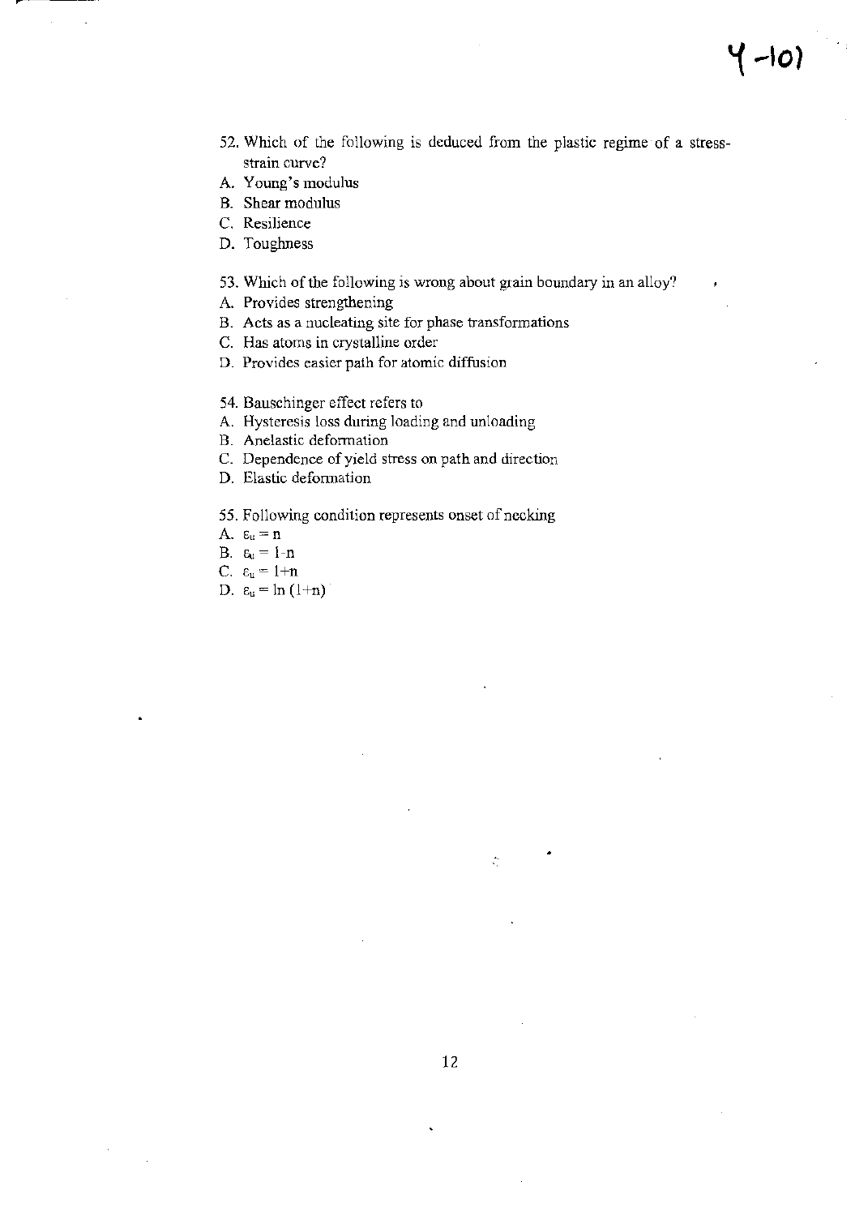52. Which of the following is deduced from the plastic regime of a stress-strain curve?
A. Young's modulus
B. Shear modulus
C. Resilience
D. Toughness

53. Which of the following is wrong about grain boundary in an alloy?
A. Provides strengthening
B. Acts as a nucleating site for phase transformations
C. Has atoms in crystalline order
D. Provides easier path for atomic diffusion

54. Bauschinger effect refers to
A. Hysteresis loss during loading and unloading
B. Anelastic deformation
C. Dependence of yield stress on path and direction
D. Elastic deformation

55. Following condition represents onset of necking
A. $\varepsilon_u = n$
B. $\varepsilon_u = 1\text{-}n$
C. $\varepsilon_u = 1+n$
D. $\varepsilon_u = \ln(1+n)$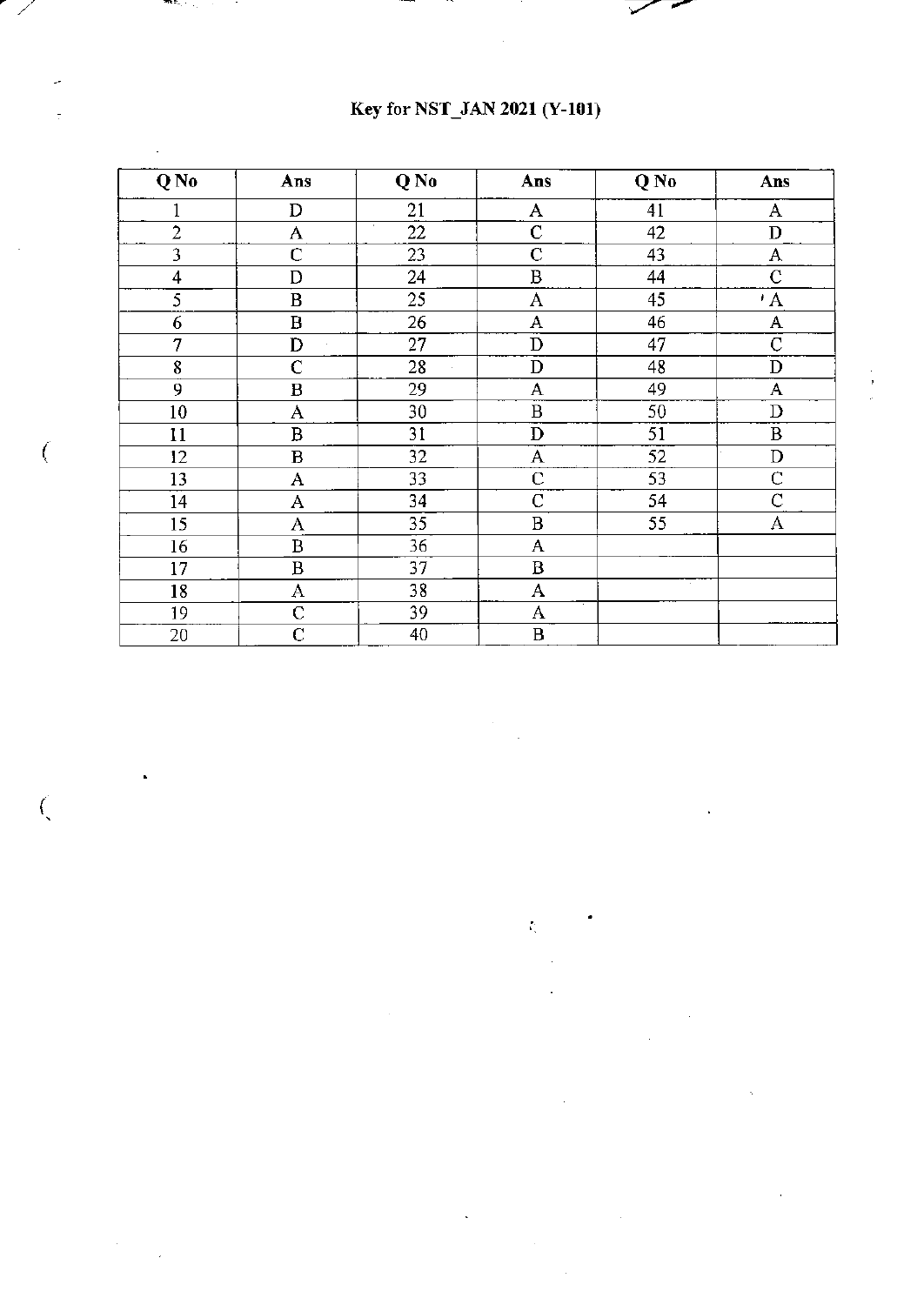# Key for NST_JAN 2021 (Y-101)

| Q No | Ans | Q No | Ans | Q No | Ans |
|---|---|---|---|---|---|
| 1 | D | 21 | A | 41 | A |
| 2 | A | 22 | C | 42 | D |
| 3 | C | 23 | C | 43 | A |
| 4 | D | 24 | B | 44 | C |
| 5 | B | 25 | A | 45 | A |
| 6 | B | 26 | A | 46 | A |
| 7 | D | 27 | D | 47 | C |
| 8 | C | 28 | D | 48 | D |
| 9 | B | 29 | A | 49 | A |
| 10 | A | 30 | B | 50 | D |
| 11 | B | 31 | D | 51 | B |
| 12 | B | 32 | A | 52 | D |
| 13 | A | 33 | C | 53 | C |
| 14 | A | 34 | C | 54 | C |
| 15 | A | 35 | B | 55 | A |
| 16 | B | 36 | A | | |
| 17 | B | 37 | B | | |
| 18 | A | 38 | A | | |
| 19 | C | 39 | A | | |
| 20 | C | 40 | B | | |